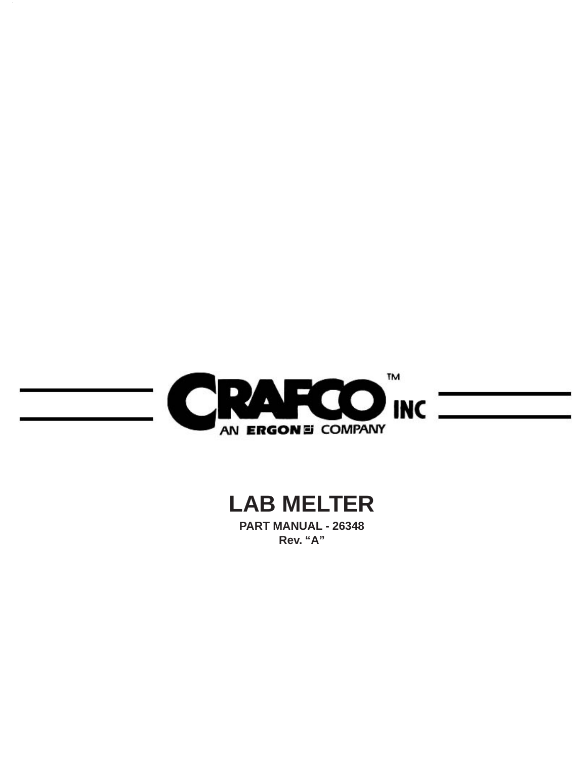CRAFCO™ INC

AN ERGON COMPANY

# LAB MELTER

**PART MANUAL - 26348**

**Rev. "A"**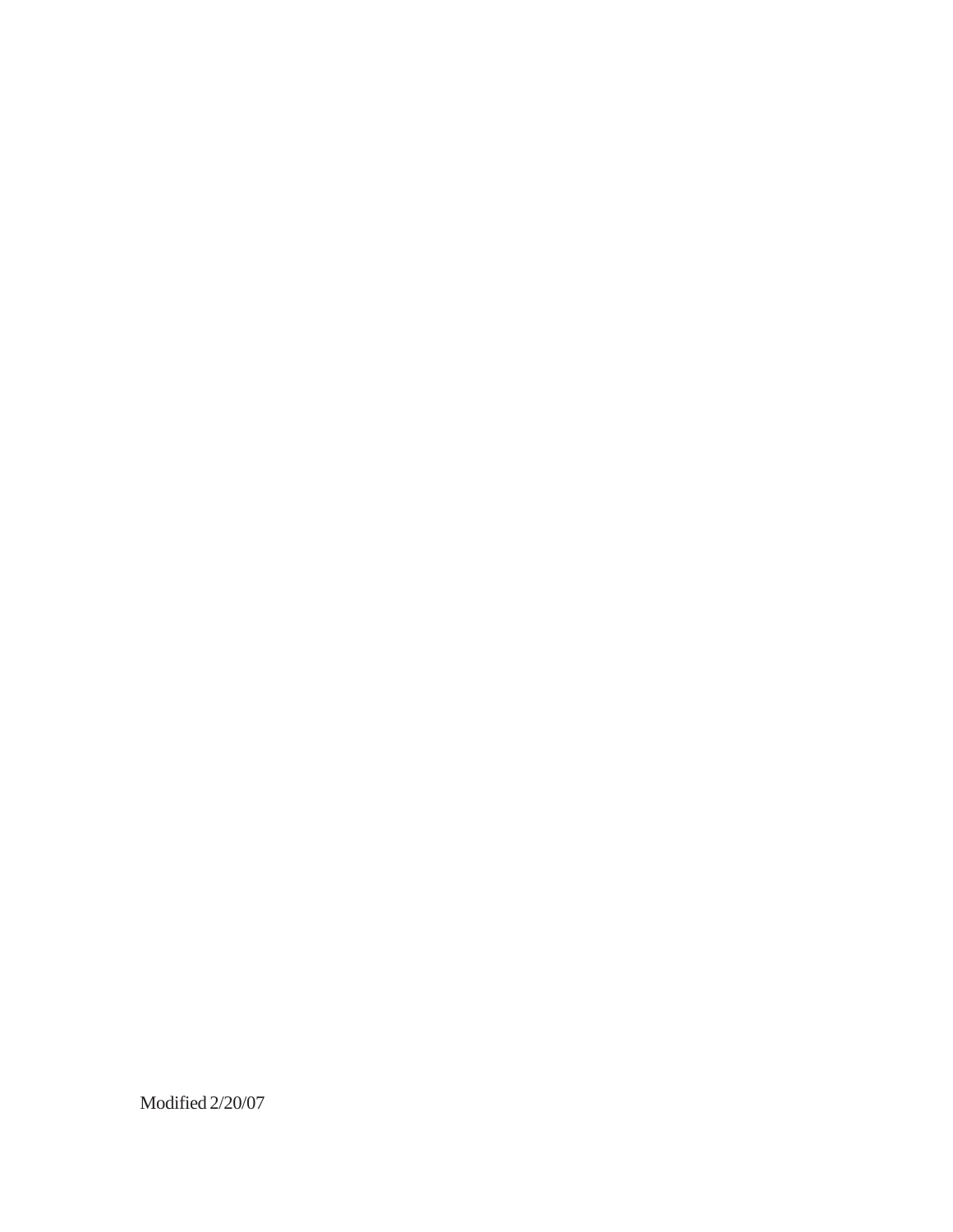Modified 2/20/07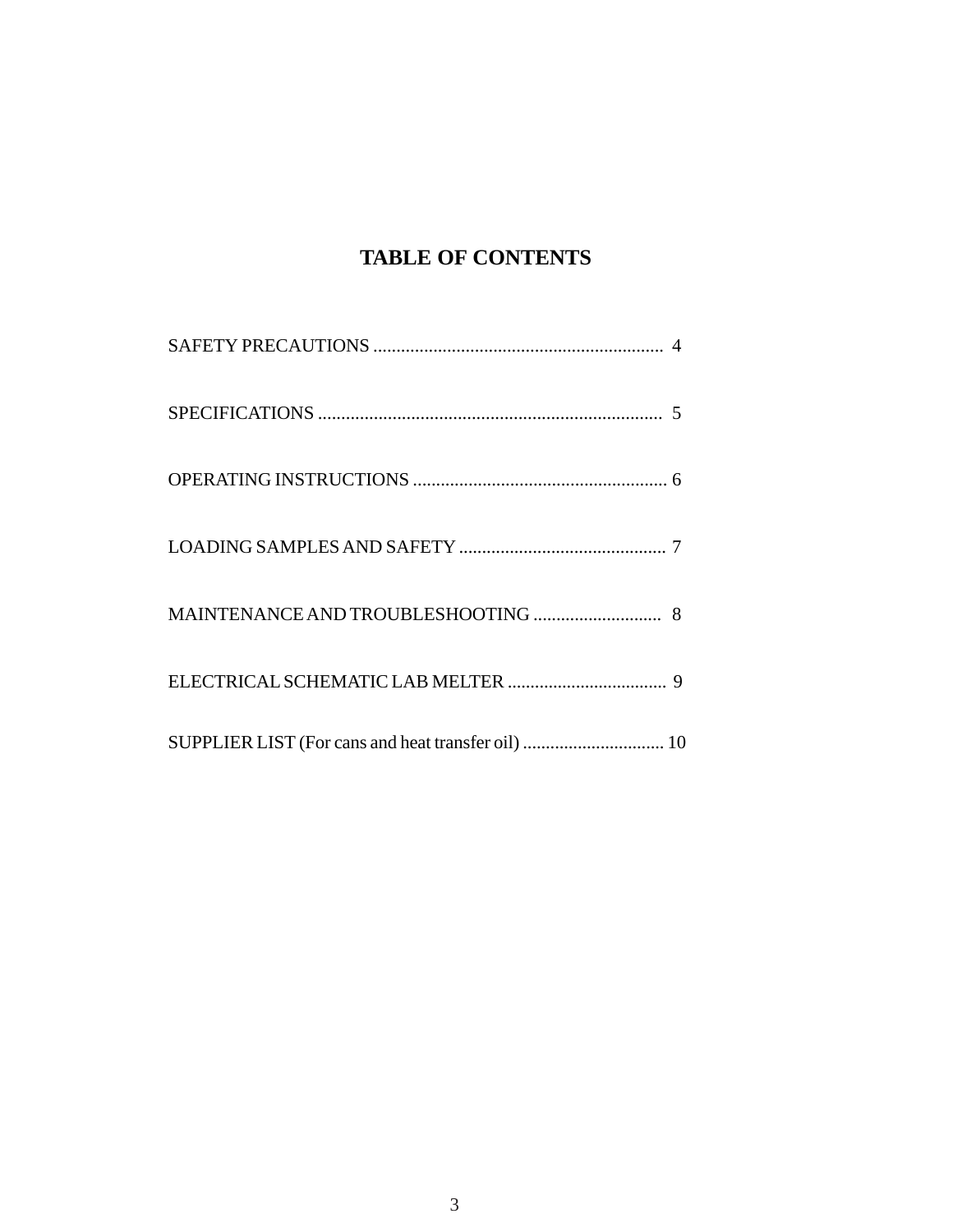# TABLE OF CONTENTS

SAFETY PRECAUTIONS ................................................................ 4

SPECIFICATIONS ........................................................................... 5

OPERATING INSTRUCTIONS ....................................................... 6

LOADING SAMPLES AND SAFETY ............................................. 7

MAINTENANCE AND TROUBLESHOOTING ............................ 8

ELECTRICAL SCHEMATIC LAB MELTER ................................... 9

SUPPLIER LIST (For cans and heat transfer oil) ............................... 10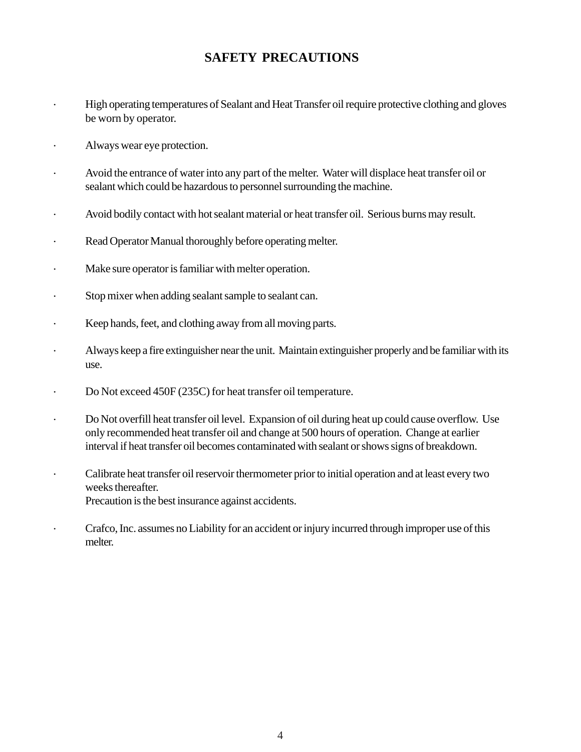# SAFETY PRECAUTIONS

- High operating temperatures of Sealant and Heat Transfer oil require protective clothing and gloves be worn by operator.
- Always wear eye protection.
- Avoid the entrance of water into any part of the melter. Water will displace heat transfer oil or sealant which could be hazardous to personnel surrounding the machine.
- Avoid bodily contact with hot sealant material or heat transfer oil. Serious burns may result.
- Read Operator Manual thoroughly before operating melter.
- Make sure operator is familiar with melter operation.
- Stop mixer when adding sealant sample to sealant can.
- Keep hands, feet, and clothing away from all moving parts.
- Always keep a fire extinguisher near the unit. Maintain extinguisher properly and be familiar with its use.
- Do Not exceed 450F (235C) for heat transfer oil temperature.
- Do Not overfill heat transfer oil level. Expansion of oil during heat up could cause overflow. Use only recommended heat transfer oil and change at 500 hours of operation. Change at earlier interval if heat transfer oil becomes contaminated with sealant or shows signs of breakdown.
- Calibrate heat transfer oil reservoir thermometer prior to initial operation and at least every two weeks thereafter.
  Precaution is the best insurance against accidents.
- Crafco, Inc. assumes no Liability for an accident or injury incurred through improper use of this melter.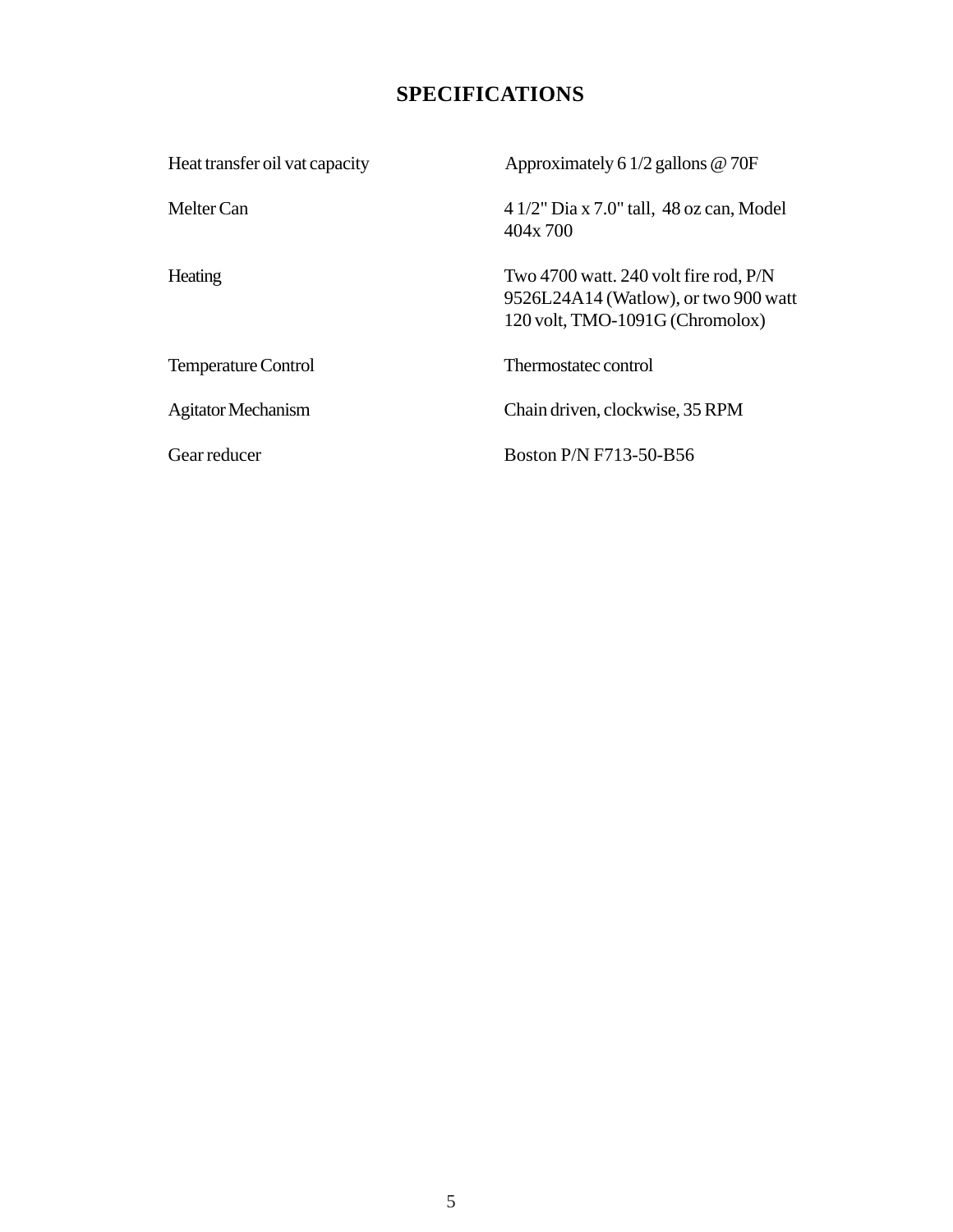# SPECIFICATIONS

| | |
|---|---|
| Heat transfer oil vat capacity | Approximately 6 1/2 gallons @ 70F |
| Melter Can | 4 1/2" Dia x 7.0" tall, 48 oz can, Model 404x 700 |
| Heating | Two 4700 watt. 240 volt fire rod, P/N 9526L24A14 (Watlow), or two 900 watt 120 volt, TMO-1091G (Chromolox) |
| Temperature Control | Thermostatec control |
| Agitator Mechanism | Chain driven, clockwise, 35 RPM |
| Gear reducer | Boston P/N F713-50-B56 |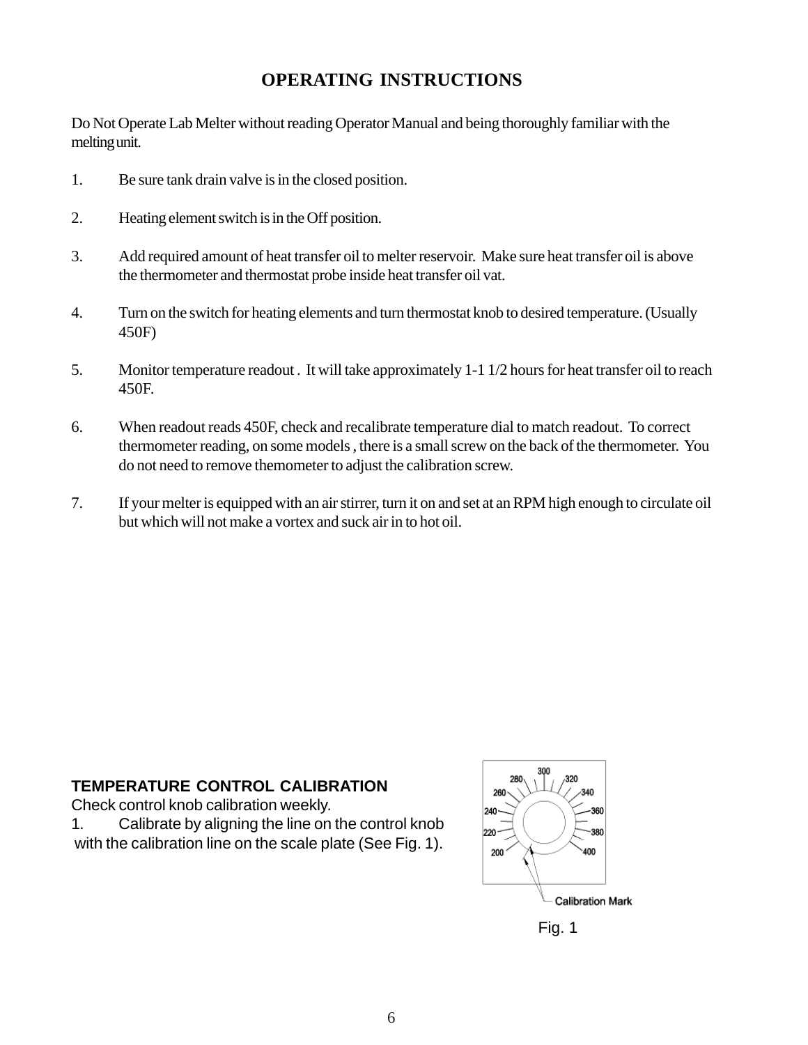# OPERATING INSTRUCTIONS

Do Not Operate Lab Melter without reading Operator Manual and being thoroughly familiar with the melting unit.

1. Be sure tank drain valve is in the closed position.

2. Heating element switch is in the Off position.

3. Add required amount of heat transfer oil to melter reservoir. Make sure heat transfer oil is above the thermometer and thermostat probe inside heat transfer oil vat.

4. Turn on the switch for heating elements and turn thermostat knob to desired temperature. (Usually 450F)

5. Monitor temperature readout . It will take approximately 1-1 1/2 hours for heat transfer oil to reach 450F.

6. When readout reads 450F, check and recalibrate temperature dial to match readout. To correct thermometer reading, on some models , there is a small screw on the back of the thermometer. You do not need to remove themometer to adjust the calibration screw.

7. If your melter is equipped with an air stirrer, turn it on and set at an RPM high enough to circulate oil but which will not make a vortex and suck air in to hot oil.

## TEMPERATURE CONTROL CALIBRATION

Check control knob calibration weekly.

1. Calibrate by aligning the line on the control knob with the calibration line on the scale plate (See Fig. 1).

200 220 240 260 280 300 320 340 360 380 400

Calibration Mark

Fig. 1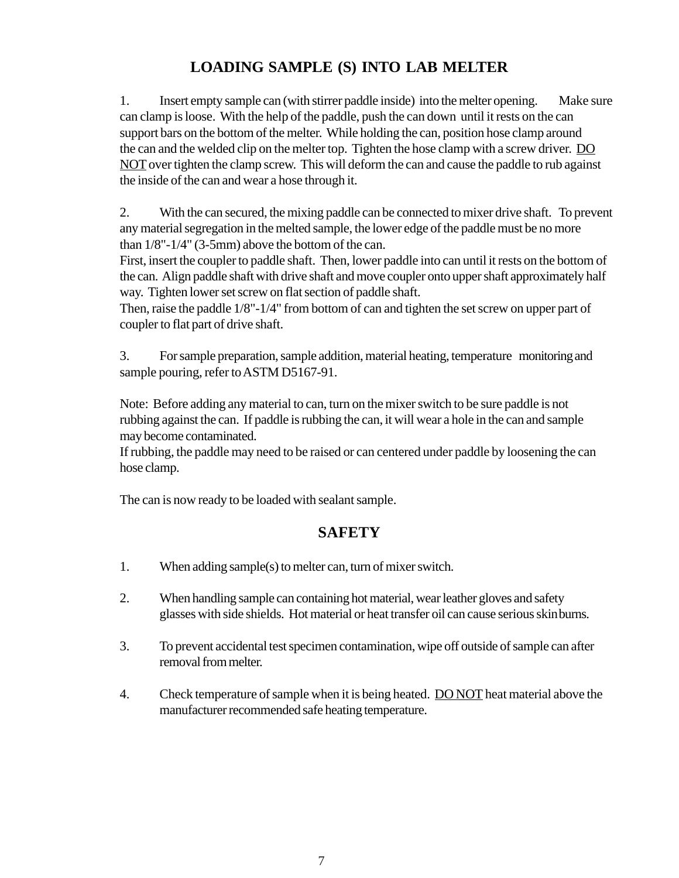## LOADING SAMPLE (S) INTO LAB MELTER

1. Insert empty sample can (with stirrer paddle inside) into the melter opening. Make sure can clamp is loose. With the help of the paddle, push the can down until it rests on the can support bars on the bottom of the melter. While holding the can, position hose clamp around the can and the welded clip on the melter top. Tighten the hose clamp with a screw driver. <u>DO NOT</u> over tighten the clamp screw. This will deform the can and cause the paddle to rub against the inside of the can and wear a hose through it.

2. With the can secured, the mixing paddle can be connected to mixer drive shaft. To prevent any material segregation in the melted sample, the lower edge of the paddle must be no more than 1/8"-1/4" (3-5mm) above the bottom of the can.
First, insert the coupler to paddle shaft. Then, lower paddle into can until it rests on the bottom of the can. Align paddle shaft with drive shaft and move coupler onto upper shaft approximately half way. Tighten lower set screw on flat section of paddle shaft.
Then, raise the paddle 1/8"-1/4" from bottom of can and tighten the set screw on upper part of coupler to flat part of drive shaft.

3. For sample preparation, sample addition, material heating, temperature monitoring and sample pouring, refer to ASTM D5167-91.

Note: Before adding any material to can, turn on the mixer switch to be sure paddle is not rubbing against the can. If paddle is rubbing the can, it will wear a hole in the can and sample may become contaminated.
If rubbing, the paddle may need to be raised or can centered under paddle by loosening the can hose clamp.

The can is now ready to be loaded with sealant sample.

## SAFETY

1. When adding sample(s) to melter can, turn of mixer switch.

2. When handling sample can containing hot material, wear leather gloves and safety glasses with side shields. Hot material or heat transfer oil can cause serious skin burns.

3. To prevent accidental test specimen contamination, wipe off outside of sample can after removal from melter.

4. Check temperature of sample when it is being heated. <u>DO NOT</u> heat material above the manufacturer recommended safe heating temperature.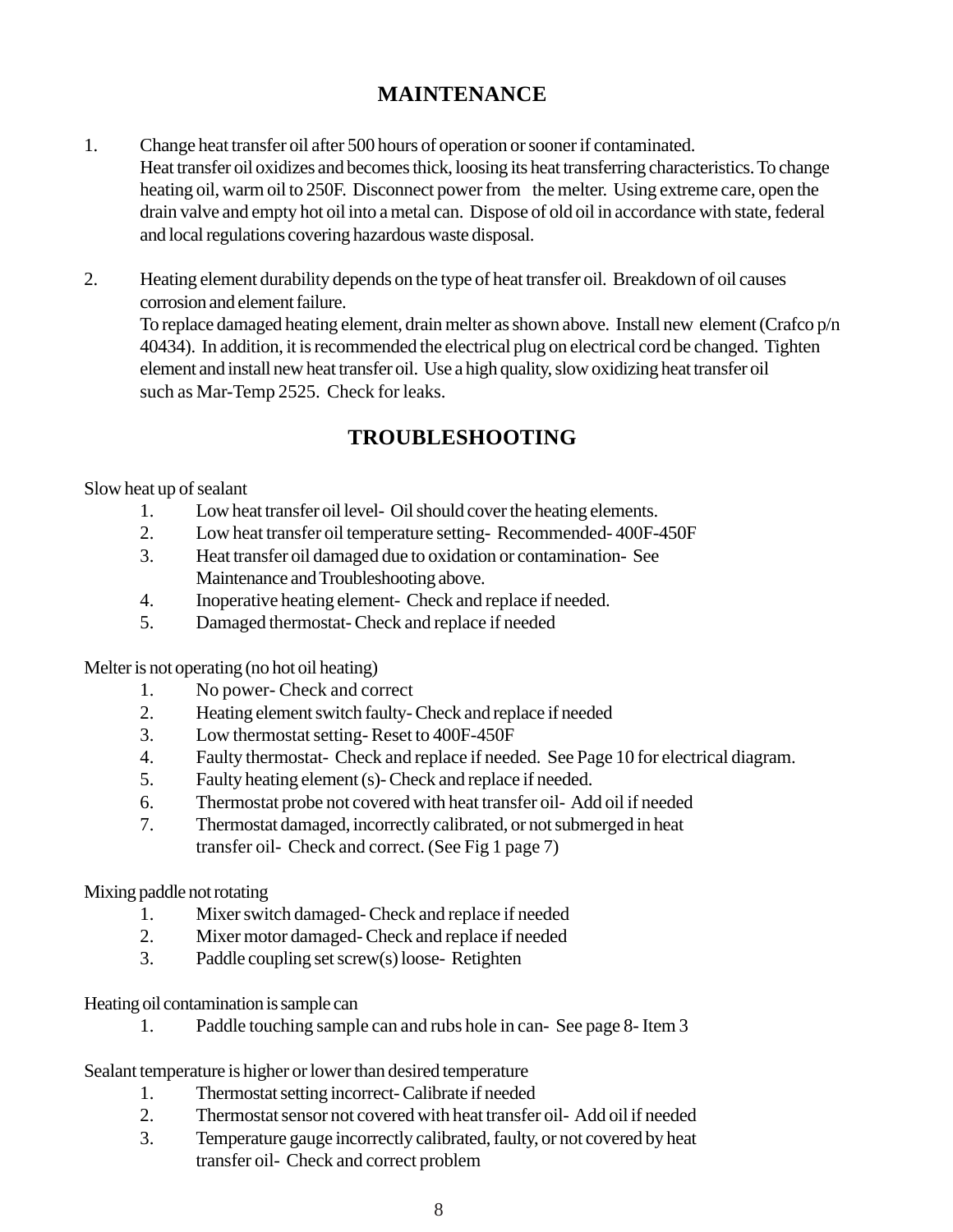# MAINTENANCE

1. Change heat transfer oil after 500 hours of operation or sooner if contaminated.
   Heat transfer oil oxidizes and becomes thick, loosing its heat transferring characteristics. To change heating oil, warm oil to 250F. Disconnect power from the melter. Using extreme care, open the drain valve and empty hot oil into a metal can. Dispose of old oil in accordance with state, federal and local regulations covering hazardous waste disposal.

2. Heating element durability depends on the type of heat transfer oil. Breakdown of oil causes corrosion and element failure.
   To replace damaged heating element, drain melter as shown above. Install new element (Crafco p/n 40434). In addition, it is recommended the electrical plug on electrical cord be changed. Tighten element and install new heat transfer oil. Use a high quality, slow oxidizing heat transfer oil such as Mar-Temp 2525. Check for leaks.

# TROUBLESHOOTING

Slow heat up of sealant

1. Low heat transfer oil level- Oil should cover the heating elements.
2. Low heat transfer oil temperature setting- Recommended- 400F-450F
3. Heat transfer oil damaged due to oxidation or contamination- See Maintenance and Troubleshooting above.
4. Inoperative heating element- Check and replace if needed.
5. Damaged thermostat- Check and replace if needed

Melter is not operating (no hot oil heating)

1. No power- Check and correct
2. Heating element switch faulty- Check and replace if needed
3. Low thermostat setting- Reset to 400F-450F
4. Faulty thermostat- Check and replace if needed. See Page 10 for electrical diagram.
5. Faulty heating element (s)- Check and replace if needed.
6. Thermostat probe not covered with heat transfer oil- Add oil if needed
7. Thermostat damaged, incorrectly calibrated, or not submerged in heat transfer oil- Check and correct. (See Fig 1 page 7)

Mixing paddle not rotating

1. Mixer switch damaged- Check and replace if needed
2. Mixer motor damaged- Check and replace if needed
3. Paddle coupling set screw(s) loose- Retighten

Heating oil contamination is sample can

1. Paddle touching sample can and rubs hole in can- See page 8- Item 3

Sealant temperature is higher or lower than desired temperature

1. Thermostat setting incorrect- Calibrate if needed
2. Thermostat sensor not covered with heat transfer oil- Add oil if needed
3. Temperature gauge incorrectly calibrated, faulty, or not covered by heat transfer oil- Check and correct problem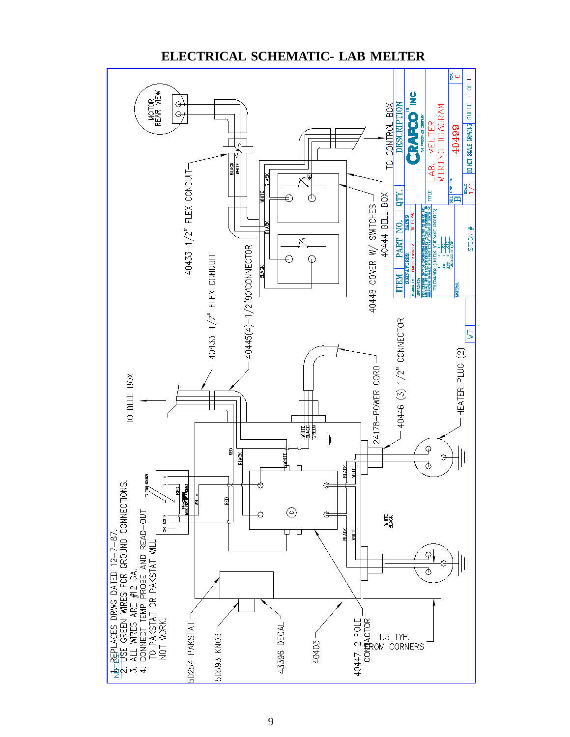# ELECTRICAL SCHEMATIC- LAB MELTER

NOTES:

1. REPLACES DRWG DATED 12-7-87.
2. USE GREEN WIRES FOR GROUND CONNECTIONS.
3. ALL WIRES ARE #12 GA.
4. CONNECT TEMP PROBE AND READ-OUT TO PAKSTAT OR PAKSTAT WILL NOT WORK.

- 50254 PAKSTAT
- 50593 KNOB
- 43396 DECAL
- 40403
- 40447-2 POLE CONTACTOR
- 1.5 TYP. FROM CORNERS
- TO BELL BOX
- 40433-1/2" FLEX CONDUIT
- 40445(4)-1/2"90°CONNECTOR
- 24178-POWER CORD
- 40446 (3) 1/2" CONNECTOR
- HEATER PLUG (2)
- MOTOR REAR VIEW
- 40433-1/2" FLEX CONDUIT
- 40448 COVER W/ SWITCHES
- 40444 BELL BOX
- TO CONTROL BOX

| ITEM | PART NO. | QTY. | DESCRIPTION |
|---|---|---|---|

CRAFCO INC.

TITLE: LAB. MELTER WIRING DIAGRAM

DRAWN BY: DMITRY KHARZEV — DATE: 10-14-96

SIZE: B — DWG NO.: 40499 — REV.: C

SCALE: 1/1 — SHEET 1 OF 1

DO NOT SCALE DRAWING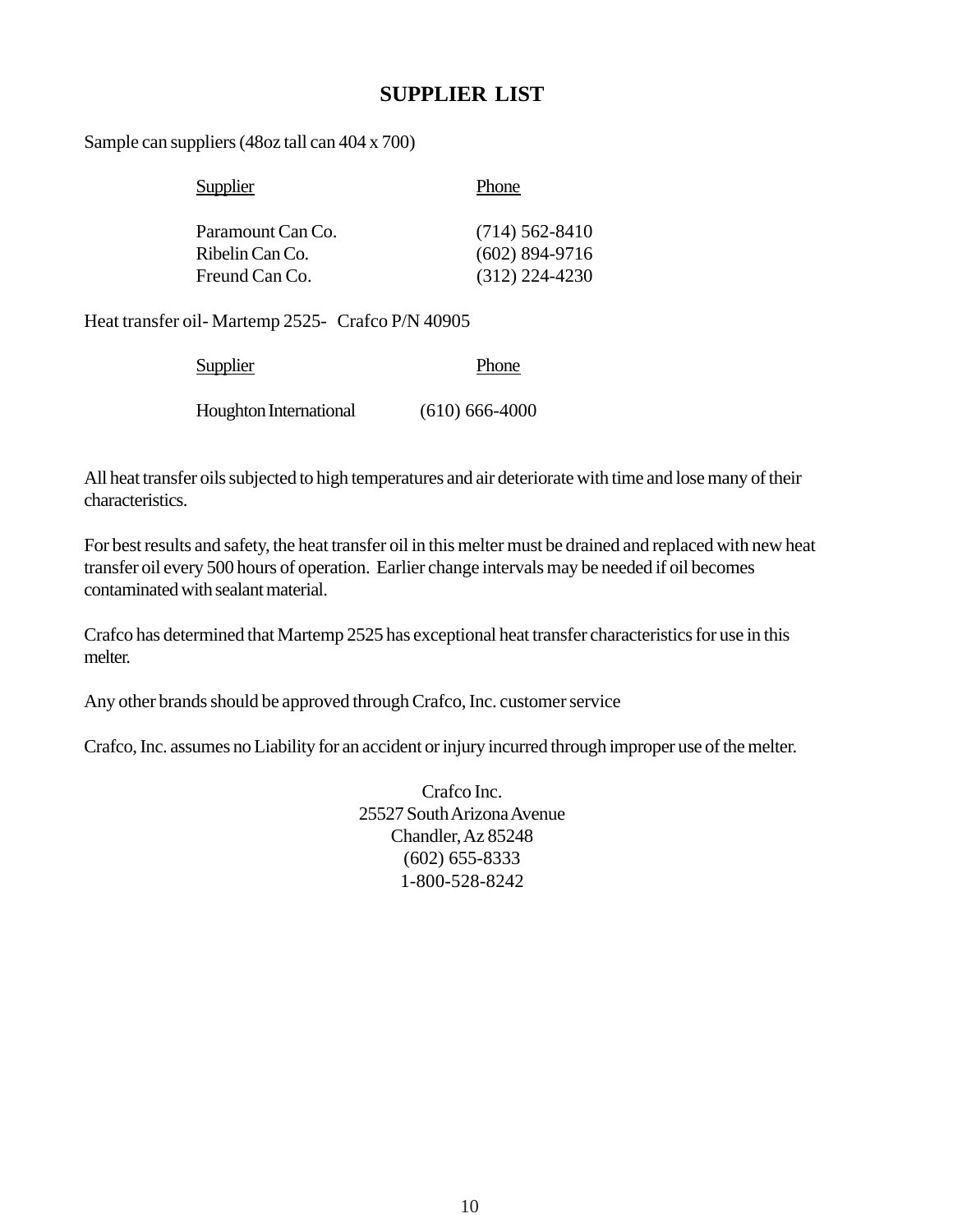# SUPPLIER LIST

Sample can suppliers (48oz tall can 404 x 700)

| Supplier | Phone |
|---|---|
| Paramount Can Co. | (714) 562-8410 |
| Ribelin Can Co. | (602) 894-9716 |
| Freund Can Co. | (312) 224-4230 |

Heat transfer oil- Martemp 2525- Crafco P/N 40905

| Supplier | Phone |
|---|---|
| Houghton International | (610) 666-4000 |

All heat transfer oils subjected to high temperatures and air deteriorate with time and lose many of their characteristics.

For best results and safety, the heat transfer oil in this melter must be drained and replaced with new heat transfer oil every 500 hours of operation. Earlier change intervals may be needed if oil becomes contaminated with sealant material.

Crafco has determined that Martemp 2525 has exceptional heat transfer characteristics for use in this melter.

Any other brands should be approved through Crafco, Inc. customer service

Crafco, Inc. assumes no Liability for an accident or injury incurred through improper use of the melter.

Crafco Inc.
25527 South Arizona Avenue
Chandler, Az 85248
(602) 655-8333
1-800-528-8242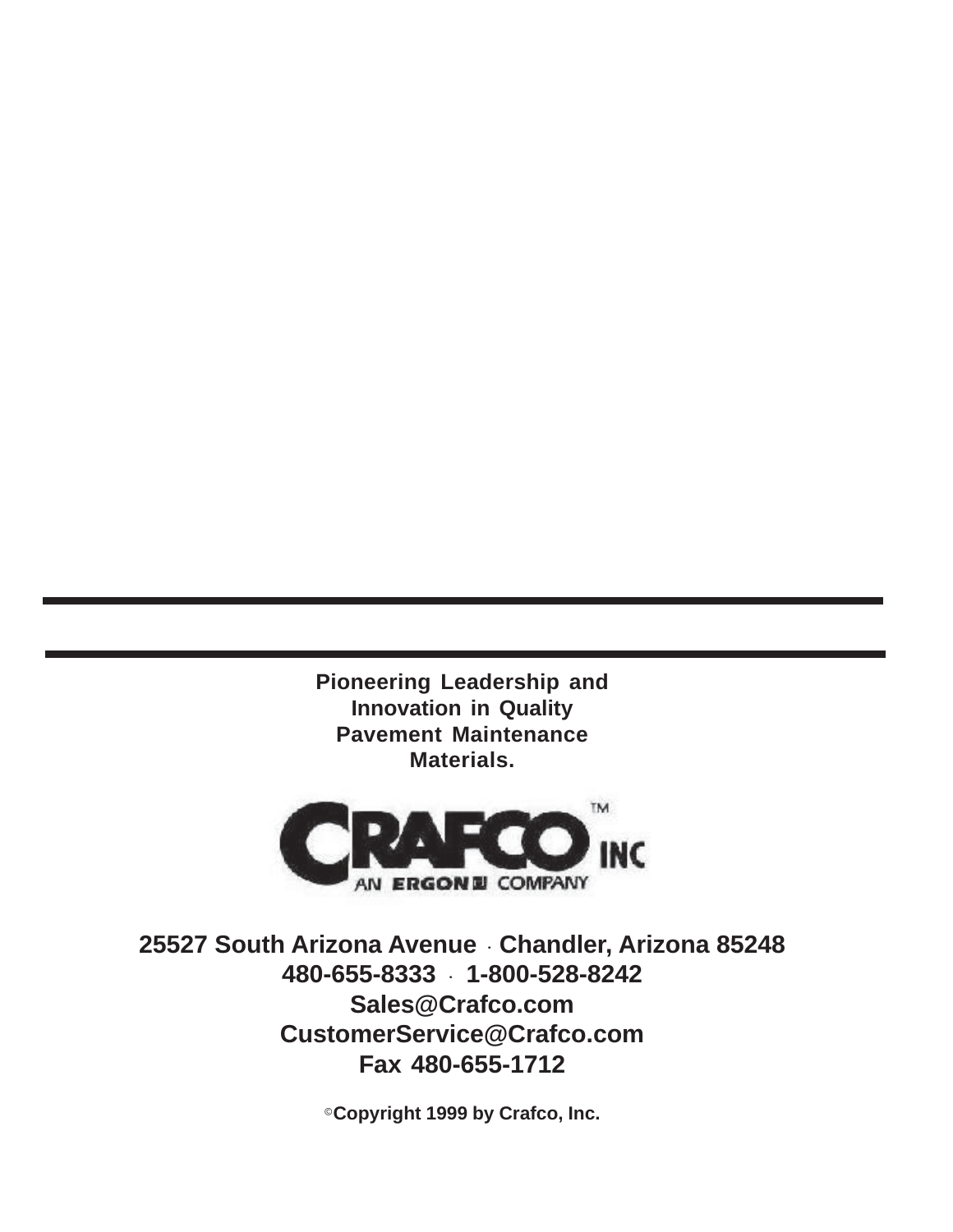**Pioneering Leadership and Innovation in Quality Pavement Maintenance Materials.**

CRAFCO™ INC
AN ERGON COMPANY

**25527 South Arizona Avenue · Chandler, Arizona 85248**
**480-655-8333 · 1-800-528-8242**
**Sales@Crafco.com**
**CustomerService@Crafco.com**
**Fax 480-655-1712**

**©Copyright 1999 by Crafco, Inc.**